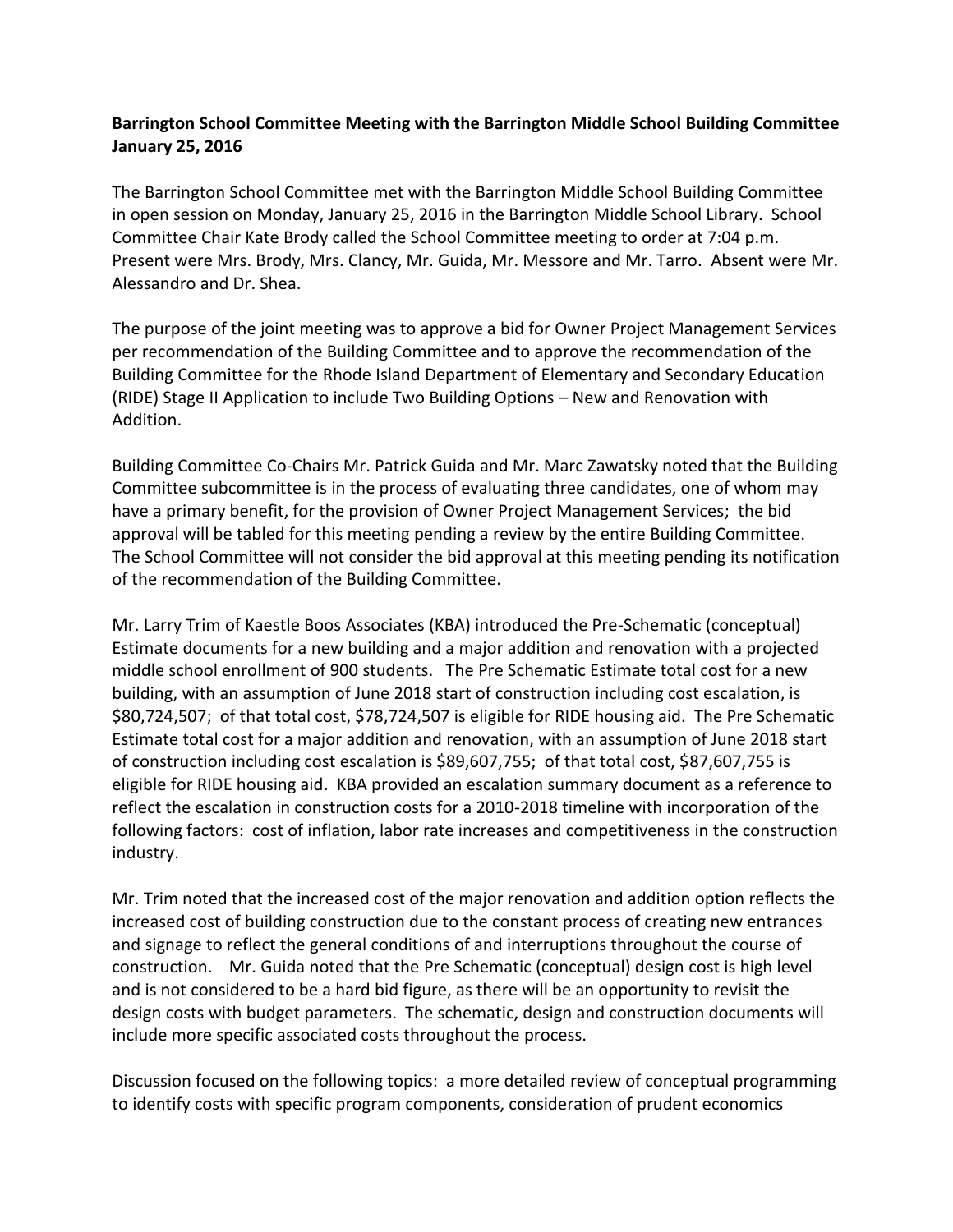**Barrington School Committee Meeting with the Barrington Middle School Building Committee January 25, 2016**

The Barrington School Committee met with the Barrington Middle School Building Committee in open session on Monday, January 25, 2016 in the Barrington Middle School Library. School Committee Chair Kate Brody called the School Committee meeting to order at 7:04 p.m. Present were Mrs. Brody, Mrs. Clancy, Mr. Guida, Mr. Messore and Mr. Tarro. Absent were Mr. Alessandro and Dr. Shea.

The purpose of the joint meeting was to approve a bid for Owner Project Management Services per recommendation of the Building Committee and to approve the recommendation of the Building Committee for the Rhode Island Department of Elementary and Secondary Education (RIDE) Stage II Application to include Two Building Options – New and Renovation with Addition.

Building Committee Co-Chairs Mr. Patrick Guida and Mr. Marc Zawatsky noted that the Building Committee subcommittee is in the process of evaluating three candidates, one of whom may have a primary benefit, for the provision of Owner Project Management Services; the bid approval will be tabled for this meeting pending a review by the entire Building Committee. The School Committee will not consider the bid approval at this meeting pending its notification of the recommendation of the Building Committee.

Mr. Larry Trim of Kaestle Boos Associates (KBA) introduced the Pre-Schematic (conceptual) Estimate documents for a new building and a major addition and renovation with a projected middle school enrollment of 900 students. The Pre Schematic Estimate total cost for a new building, with an assumption of June 2018 start of construction including cost escalation, is $80,724,507; of that total cost, $78,724,507 is eligible for RIDE housing aid. The Pre Schematic Estimate total cost for a major addition and renovation, with an assumption of June 2018 start of construction including cost escalation is $89,607,755; of that total cost, $87,607,755 is eligible for RIDE housing aid. KBA provided an escalation summary document as a reference to reflect the escalation in construction costs for a 2010-2018 timeline with incorporation of the following factors: cost of inflation, labor rate increases and competitiveness in the construction industry.

Mr. Trim noted that the increased cost of the major renovation and addition option reflects the increased cost of building construction due to the constant process of creating new entrances and signage to reflect the general conditions of and interruptions throughout the course of construction. Mr. Guida noted that the Pre Schematic (conceptual) design cost is high level and is not considered to be a hard bid figure, as there will be an opportunity to revisit the design costs with budget parameters. The schematic, design and construction documents will include more specific associated costs throughout the process.

Discussion focused on the following topics: a more detailed review of conceptual programming to identify costs with specific program components, consideration of prudent economics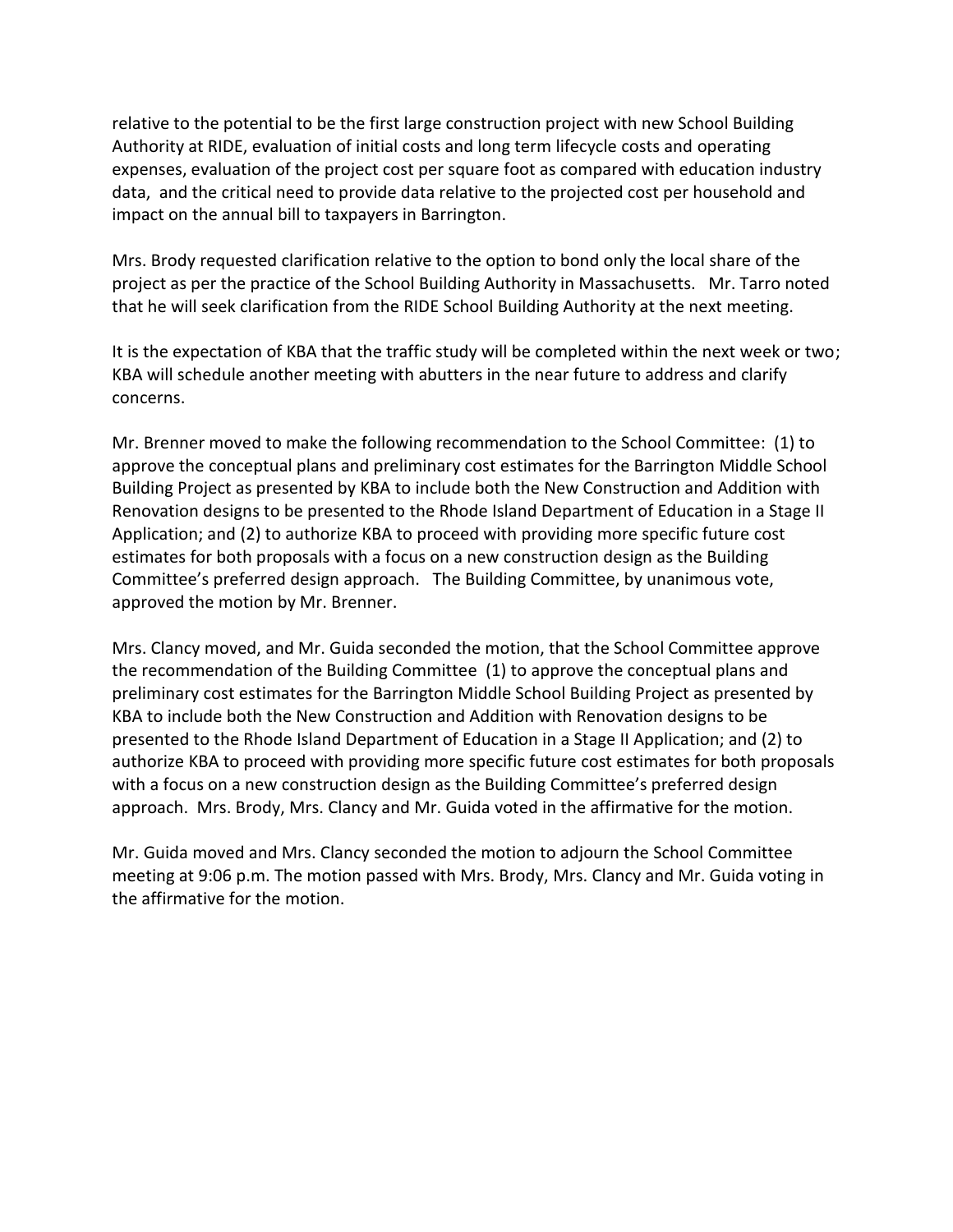relative to the potential to be the first large construction project with new School Building Authority at RIDE, evaluation of initial costs and long term lifecycle costs and operating expenses, evaluation of the project cost per square foot as compared with education industry data, and the critical need to provide data relative to the projected cost per household and impact on the annual bill to taxpayers in Barrington.

Mrs. Brody requested clarification relative to the option to bond only the local share of the project as per the practice of the School Building Authority in Massachusetts. Mr. Tarro noted that he will seek clarification from the RIDE School Building Authority at the next meeting.

It is the expectation of KBA that the traffic study will be completed within the next week or two; KBA will schedule another meeting with abutters in the near future to address and clarify concerns.

Mr. Brenner moved to make the following recommendation to the School Committee: (1) to approve the conceptual plans and preliminary cost estimates for the Barrington Middle School Building Project as presented by KBA to include both the New Construction and Addition with Renovation designs to be presented to the Rhode Island Department of Education in a Stage II Application; and (2) to authorize KBA to proceed with providing more specific future cost estimates for both proposals with a focus on a new construction design as the Building Committee's preferred design approach. The Building Committee, by unanimous vote, approved the motion by Mr. Brenner.

Mrs. Clancy moved, and Mr. Guida seconded the motion, that the School Committee approve the recommendation of the Building Committee (1) to approve the conceptual plans and preliminary cost estimates for the Barrington Middle School Building Project as presented by KBA to include both the New Construction and Addition with Renovation designs to be presented to the Rhode Island Department of Education in a Stage II Application; and (2) to authorize KBA to proceed with providing more specific future cost estimates for both proposals with a focus on a new construction design as the Building Committee's preferred design approach. Mrs. Brody, Mrs. Clancy and Mr. Guida voted in the affirmative for the motion.

Mr. Guida moved and Mrs. Clancy seconded the motion to adjourn the School Committee meeting at 9:06 p.m. The motion passed with Mrs. Brody, Mrs. Clancy and Mr. Guida voting in the affirmative for the motion.